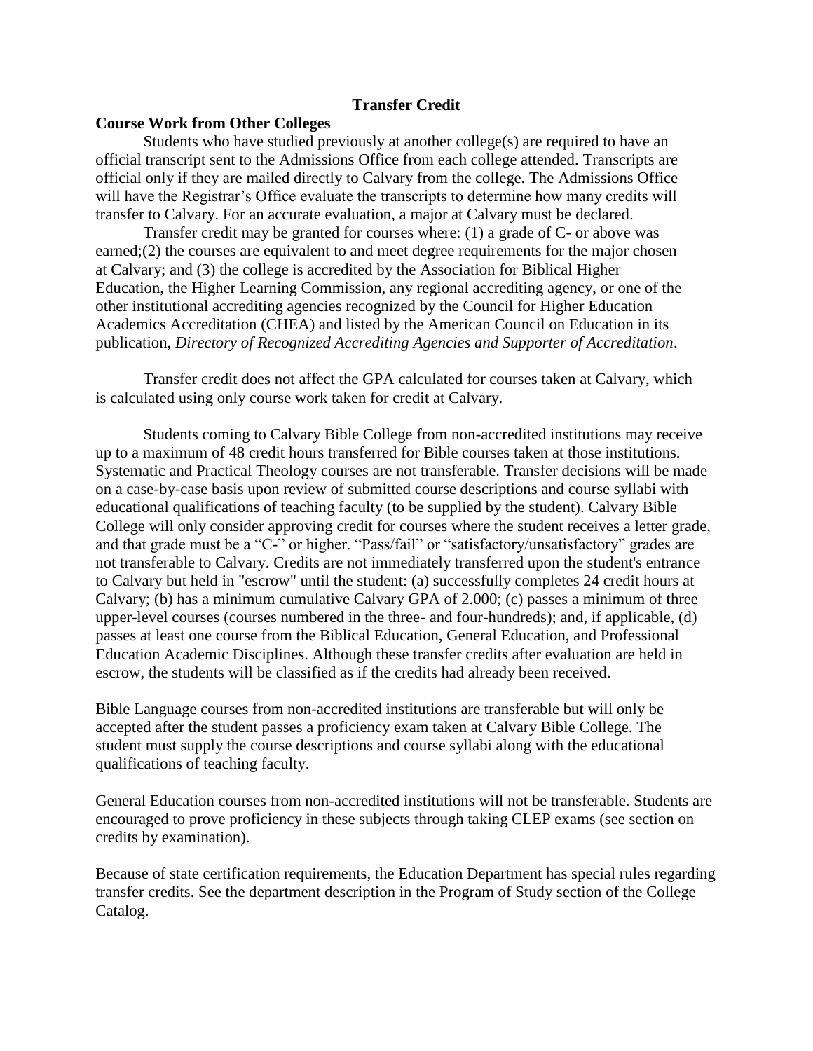# Transfer Credit

## Course Work from Other Colleges

Students who have studied previously at another college(s) are required to have an official transcript sent to the Admissions Office from each college attended. Transcripts are official only if they are mailed directly to Calvary from the college. The Admissions Office will have the Registrar's Office evaluate the transcripts to determine how many credits will transfer to Calvary. For an accurate evaluation, a major at Calvary must be declared.

Transfer credit may be granted for courses where: (1) a grade of C- or above was earned;(2) the courses are equivalent to and meet degree requirements for the major chosen at Calvary; and (3) the college is accredited by the Association for Biblical Higher Education, the Higher Learning Commission, any regional accrediting agency, or one of the other institutional accrediting agencies recognized by the Council for Higher Education Academics Accreditation (CHEA) and listed by the American Council on Education in its publication, *Directory of Recognized Accrediting Agencies and Supporter of Accreditation*.

Transfer credit does not affect the GPA calculated for courses taken at Calvary, which is calculated using only course work taken for credit at Calvary.

Students coming to Calvary Bible College from non-accredited institutions may receive up to a maximum of 48 credit hours transferred for Bible courses taken at those institutions. Systematic and Practical Theology courses are not transferable. Transfer decisions will be made on a case-by-case basis upon review of submitted course descriptions and course syllabi with educational qualifications of teaching faculty (to be supplied by the student). Calvary Bible College will only consider approving credit for courses where the student receives a letter grade, and that grade must be a "C-" or higher. "Pass/fail" or "satisfactory/unsatisfactory" grades are not transferable to Calvary. Credits are not immediately transferred upon the student's entrance to Calvary but held in "escrow" until the student: (a) successfully completes 24 credit hours at Calvary; (b) has a minimum cumulative Calvary GPA of 2.000; (c) passes a minimum of three upper-level courses (courses numbered in the three- and four-hundreds); and, if applicable, (d) passes at least one course from the Biblical Education, General Education, and Professional Education Academic Disciplines. Although these transfer credits after evaluation are held in escrow, the students will be classified as if the credits had already been received.

Bible Language courses from non-accredited institutions are transferable but will only be accepted after the student passes a proficiency exam taken at Calvary Bible College. The student must supply the course descriptions and course syllabi along with the educational qualifications of teaching faculty.

General Education courses from non-accredited institutions will not be transferable. Students are encouraged to prove proficiency in these subjects through taking CLEP exams (see section on credits by examination).

Because of state certification requirements, the Education Department has special rules regarding transfer credits. See the department description in the Program of Study section of the College Catalog.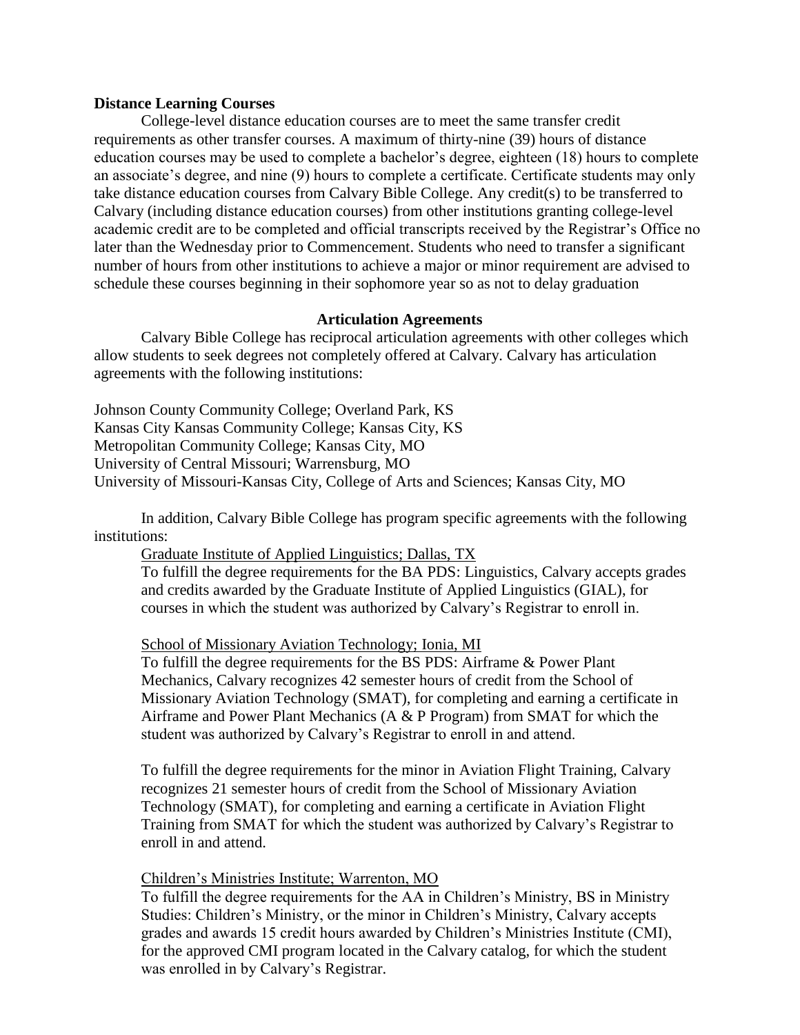**Distance Learning Courses**

College-level distance education courses are to meet the same transfer credit requirements as other transfer courses. A maximum of thirty-nine (39) hours of distance education courses may be used to complete a bachelor's degree, eighteen (18) hours to complete an associate's degree, and nine (9) hours to complete a certificate. Certificate students may only take distance education courses from Calvary Bible College. Any credit(s) to be transferred to Calvary (including distance education courses) from other institutions granting college-level academic credit are to be completed and official transcripts received by the Registrar's Office no later than the Wednesday prior to Commencement. Students who need to transfer a significant number of hours from other institutions to achieve a major or minor requirement are advised to schedule these courses beginning in their sophomore year so as not to delay graduation

## Articulation Agreements

Calvary Bible College has reciprocal articulation agreements with other colleges which allow students to seek degrees not completely offered at Calvary. Calvary has articulation agreements with the following institutions:

Johnson County Community College; Overland Park, KS
Kansas City Kansas Community College; Kansas City, KS
Metropolitan Community College; Kansas City, MO
University of Central Missouri; Warrensburg, MO
University of Missouri-Kansas City, College of Arts and Sciences; Kansas City, MO

In addition, Calvary Bible College has program specific agreements with the following institutions:

Graduate Institute of Applied Linguistics; Dallas, TX

To fulfill the degree requirements for the BA PDS: Linguistics, Calvary accepts grades and credits awarded by the Graduate Institute of Applied Linguistics (GIAL), for courses in which the student was authorized by Calvary's Registrar to enroll in.

School of Missionary Aviation Technology; Ionia, MI

To fulfill the degree requirements for the BS PDS: Airframe & Power Plant Mechanics, Calvary recognizes 42 semester hours of credit from the School of Missionary Aviation Technology (SMAT), for completing and earning a certificate in Airframe and Power Plant Mechanics (A & P Program) from SMAT for which the student was authorized by Calvary's Registrar to enroll in and attend.

To fulfill the degree requirements for the minor in Aviation Flight Training, Calvary recognizes 21 semester hours of credit from the School of Missionary Aviation Technology (SMAT), for completing and earning a certificate in Aviation Flight Training from SMAT for which the student was authorized by Calvary's Registrar to enroll in and attend.

Children's Ministries Institute; Warrenton, MO

To fulfill the degree requirements for the AA in Children's Ministry, BS in Ministry Studies: Children's Ministry, or the minor in Children's Ministry, Calvary accepts grades and awards 15 credit hours awarded by Children's Ministries Institute (CMI), for the approved CMI program located in the Calvary catalog, for which the student was enrolled in by Calvary's Registrar.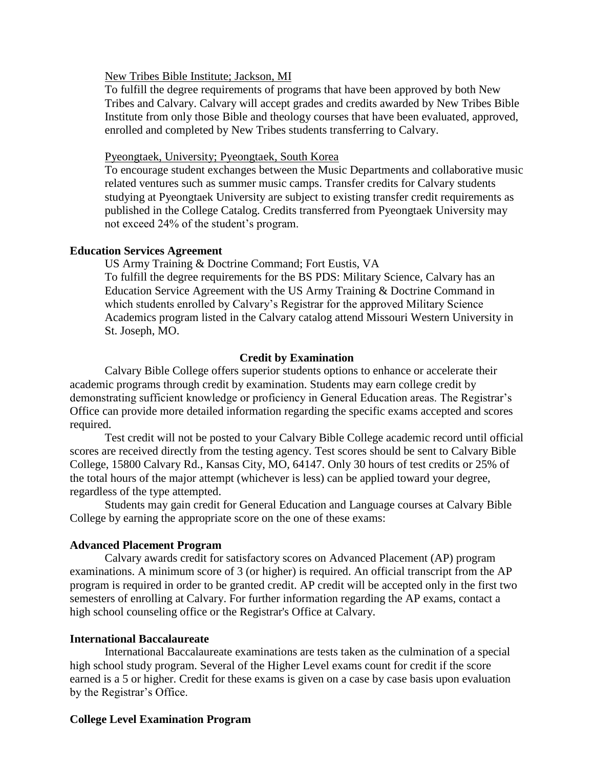New Tribes Bible Institute; Jackson, MI

To fulfill the degree requirements of programs that have been approved by both New Tribes and Calvary. Calvary will accept grades and credits awarded by New Tribes Bible Institute from only those Bible and theology courses that have been evaluated, approved, enrolled and completed by New Tribes students transferring to Calvary.

Pyeongtaek, University; Pyeongtaek, South Korea

To encourage student exchanges between the Music Departments and collaborative music related ventures such as summer music camps. Transfer credits for Calvary students studying at Pyeongtaek University are subject to existing transfer credit requirements as published in the College Catalog. Credits transferred from Pyeongtaek University may not exceed 24% of the student's program.

**Education Services Agreement**

US Army Training & Doctrine Command; Fort Eustis, VA

To fulfill the degree requirements for the BS PDS: Military Science, Calvary has an Education Service Agreement with the US Army Training & Doctrine Command in which students enrolled by Calvary's Registrar for the approved Military Science Academics program listed in the Calvary catalog attend Missouri Western University in St. Joseph, MO.

## Credit by Examination

Calvary Bible College offers superior students options to enhance or accelerate their academic programs through credit by examination. Students may earn college credit by demonstrating sufficient knowledge or proficiency in General Education areas. The Registrar's Office can provide more detailed information regarding the specific exams accepted and scores required.

Test credit will not be posted to your Calvary Bible College academic record until official scores are received directly from the testing agency. Test scores should be sent to Calvary Bible College, 15800 Calvary Rd., Kansas City, MO, 64147. Only 30 hours of test credits or 25% of the total hours of the major attempt (whichever is less) can be applied toward your degree, regardless of the type attempted.

Students may gain credit for General Education and Language courses at Calvary Bible College by earning the appropriate score on the one of these exams:

**Advanced Placement Program**

Calvary awards credit for satisfactory scores on Advanced Placement (AP) program examinations. A minimum score of 3 (or higher) is required. An official transcript from the AP program is required in order to be granted credit. AP credit will be accepted only in the first two semesters of enrolling at Calvary. For further information regarding the AP exams, contact a high school counseling office or the Registrar's Office at Calvary.

**International Baccalaureate**

International Baccalaureate examinations are tests taken as the culmination of a special high school study program. Several of the Higher Level exams count for credit if the score earned is a 5 or higher. Credit for these exams is given on a case by case basis upon evaluation by the Registrar's Office.

**College Level Examination Program**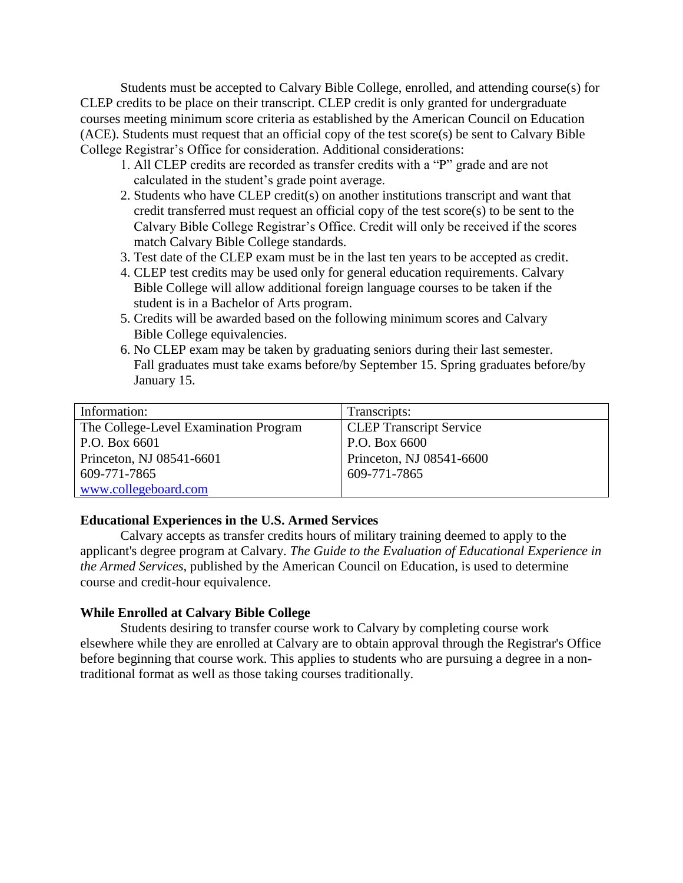Students must be accepted to Calvary Bible College, enrolled, and attending course(s) for CLEP credits to be place on their transcript. CLEP credit is only granted for undergraduate courses meeting minimum score criteria as established by the American Council on Education (ACE). Students must request that an official copy of the test score(s) be sent to Calvary Bible College Registrar's Office for consideration. Additional considerations:

1. All CLEP credits are recorded as transfer credits with a "P" grade and are not calculated in the student's grade point average.
2. Students who have CLEP credit(s) on another institutions transcript and want that credit transferred must request an official copy of the test score(s) to be sent to the Calvary Bible College Registrar's Office. Credit will only be received if the scores match Calvary Bible College standards.
3. Test date of the CLEP exam must be in the last ten years to be accepted as credit.
4. CLEP test credits may be used only for general education requirements. Calvary Bible College will allow additional foreign language courses to be taken if the student is in a Bachelor of Arts program.
5. Credits will be awarded based on the following minimum scores and Calvary Bible College equivalencies.
6. No CLEP exam may be taken by graduating seniors during their last semester. Fall graduates must take exams before/by September 15. Spring graduates before/by January 15.

| Information: | Transcripts: |
|---|---|
| The College-Level Examination Program<br>P.O. Box 6601<br>Princeton, NJ 08541-6601<br>609-771-7865<br>www.collegeboard.com | CLEP Transcript Service<br>P.O. Box 6600<br>Princeton, NJ 08541-6600<br>609-771-7865 |

**Educational Experiences in the U.S. Armed Services**

Calvary accepts as transfer credits hours of military training deemed to apply to the applicant's degree program at Calvary. *The Guide to the Evaluation of Educational Experience in the Armed Services*, published by the American Council on Education, is used to determine course and credit-hour equivalence.

**While Enrolled at Calvary Bible College**

Students desiring to transfer course work to Calvary by completing course work elsewhere while they are enrolled at Calvary are to obtain approval through the Registrar's Office before beginning that course work. This applies to students who are pursuing a degree in a non-traditional format as well as those taking courses traditionally.